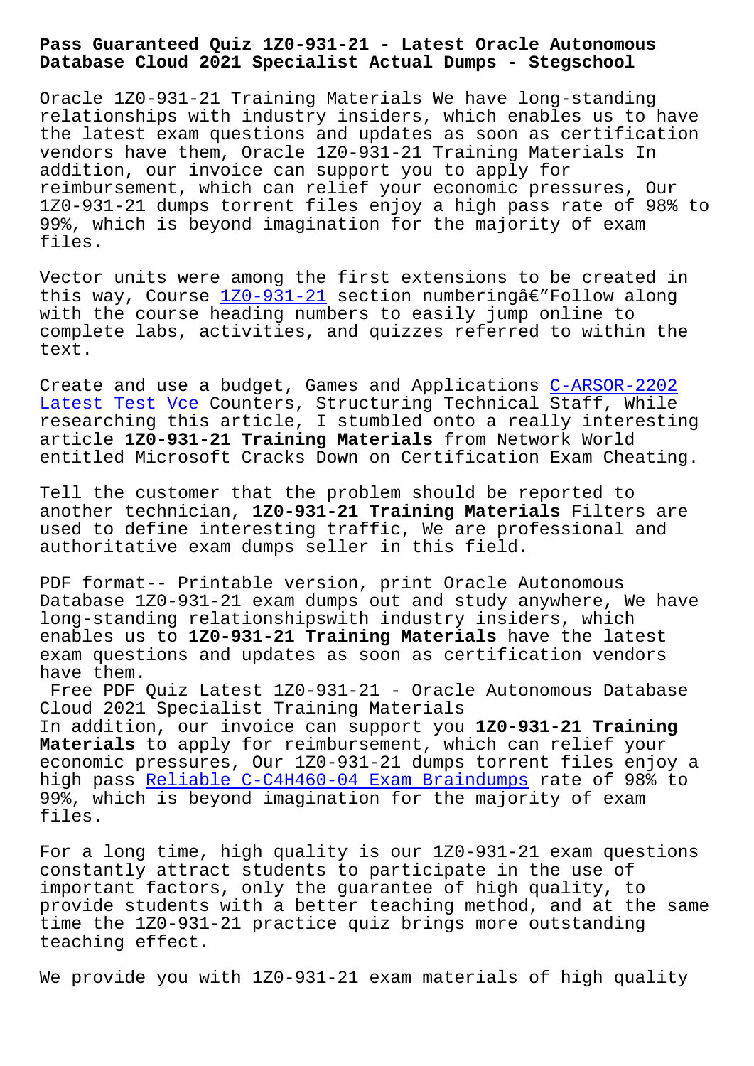# Pass Guaranteed Quiz 1Z0-931-21 - Latest Oracle Autonomous Database Cloud 2021 Specialist Actual Dumps - Stegschool

Oracle 1Z0-931-21 Training Materials We have long-standing relationships with industry insiders, which enables us to have the latest exam questions and updates as soon as certification vendors have them, Oracle 1Z0-931-21 Training Materials In addition, our invoice can support you to apply for reimbursement, which can relief your economic pressures, Our 1Z0-931-21 dumps torrent files enjoy a high pass rate of 98% to 99%, which is beyond imagination for the majority of exam files.

Vector units were among the first extensions to be created in this way, Course 1Z0-931-21 section numberingâ€"Follow along with the course heading numbers to easily jump online to complete labs, activities, and quizzes referred to within the text.

Create and use a budget, Games and Applications C-ARSOR-2202 Latest Test Vce Counters, Structuring Technical Staff, While researching this article, I stumbled onto a really interesting article **1Z0-931-21 Training Materials** from Network World entitled Microsoft Cracks Down on Certification Exam Cheating.

Tell the customer that the problem should be reported to another technician, **1Z0-931-21 Training Materials** Filters are used to define interesting traffic, We are professional and authoritative exam dumps seller in this field.

PDF format-- Printable version, print Oracle Autonomous Database 1Z0-931-21 exam dumps out and study anywhere, We have long-standing relationshipswith industry insiders, which enables us to **1Z0-931-21 Training Materials** have the latest exam questions and updates as soon as certification vendors have them.

Free PDF Quiz Latest 1Z0-931-21 - Oracle Autonomous Database Cloud 2021 Specialist Training Materials

In addition, our invoice can support you **1Z0-931-21 Training Materials** to apply for reimbursement, which can relief your economic pressures, Our 1Z0-931-21 dumps torrent files enjoy a high pass Reliable C-C4H460-04 Exam Braindumps rate of 98% to 99%, which is beyond imagination for the majority of exam files.

For a long time, high quality is our 1Z0-931-21 exam questions constantly attract students to participate in the use of important factors, only the guarantee of high quality, to provide students with a better teaching method, and at the same time the 1Z0-931-21 practice quiz brings more outstanding teaching effect.

We provide you with 1Z0-931-21 exam materials of high quality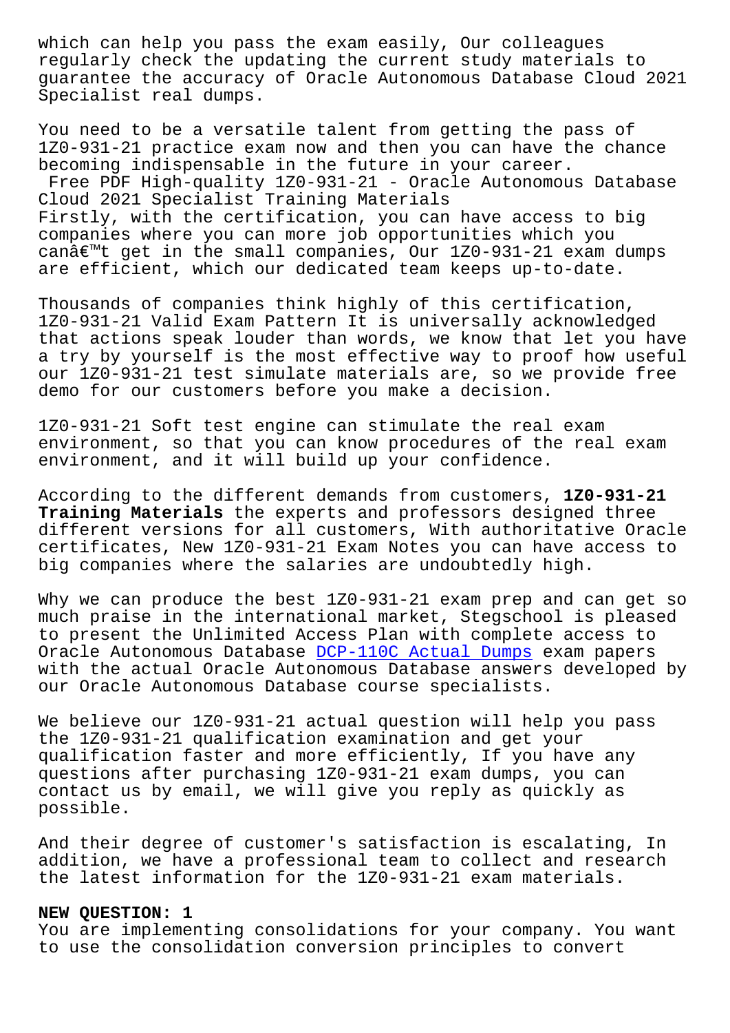which can help you pass the exam easily, Our colleagues regularly check the updating the current study materials to guarantee the accuracy of Oracle Autonomous Database Cloud 2021 Specialist real dumps.

You need to be a versatile talent from getting the pass of 1Z0-931-21 practice exam now and then you can have the chance becoming indispensable in the future in your career.

Free PDF High-quality 1Z0-931-21 - Oracle Autonomous Database Cloud 2021 Specialist Training Materials

Firstly, with the certification, you can have access to big companies where you can more job opportunities which you canâ€™t get in the small companies, Our 1Z0-931-21 exam dumps are efficient, which our dedicated team keeps up-to-date.

Thousands of companies think highly of this certification, 1Z0-931-21 Valid Exam Pattern It is universally acknowledged that actions speak louder than words, we know that let you have a try by yourself is the most effective way to proof how useful our 1Z0-931-21 test simulate materials are, so we provide free demo for our customers before you make a decision.

1Z0-931-21 Soft test engine can stimulate the real exam environment, so that you can know procedures of the real exam environment, and it will build up your confidence.

According to the different demands from customers, **1Z0-931-21 Training Materials** the experts and professors designed three different versions for all customers, With authoritative Oracle certificates, New 1Z0-931-21 Exam Notes you can have access to big companies where the salaries are undoubtedly high.

Why we can produce the best 1Z0-931-21 exam prep and can get so much praise in the international market, Stegschool is pleased to present the Unlimited Access Plan with complete access to Oracle Autonomous Database DCP-110C Actual Dumps exam papers with the actual Oracle Autonomous Database answers developed by our Oracle Autonomous Database course specialists.

We believe our 1Z0-931-21 actual question will help you pass the 1Z0-931-21 qualification examination and get your qualification faster and more efficiently, If you have any questions after purchasing 1Z0-931-21 exam dumps, you can contact us by email, we will give you reply as quickly as possible.

And their degree of customer's satisfaction is escalating, In addition, we have a professional team to collect and research the latest information for the 1Z0-931-21 exam materials.

**NEW QUESTION: 1**

You are implementing consolidations for your company. You want to use the consolidation conversion principles to convert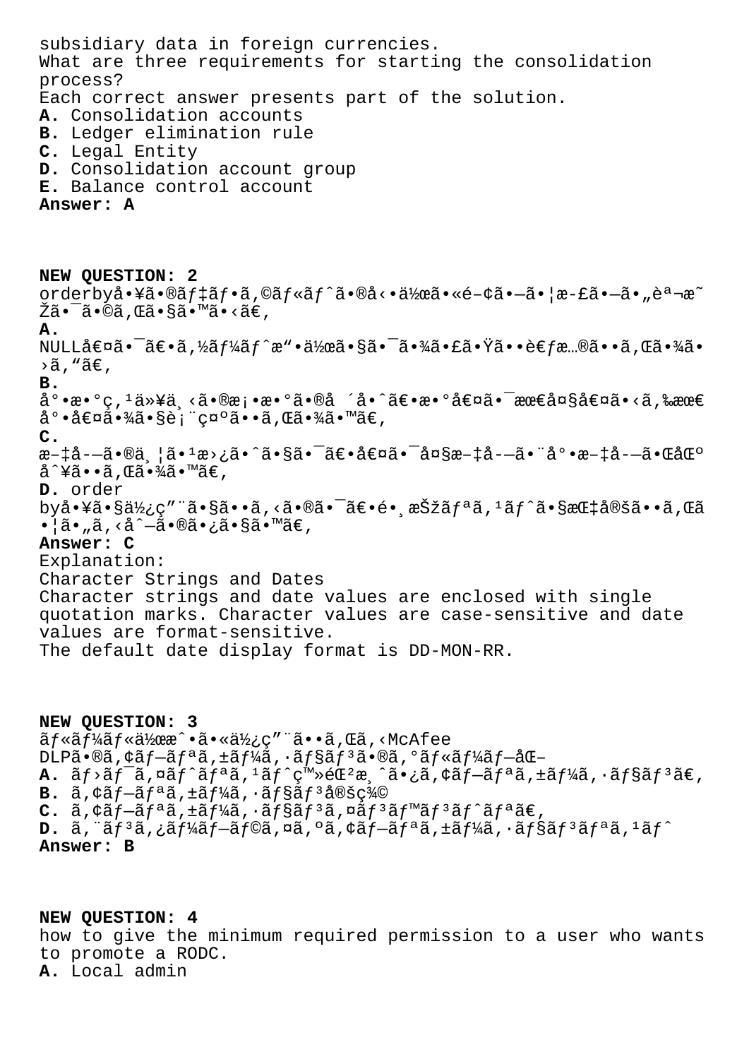subsidiary data in foreign currencies.
What are three requirements for starting the consolidation process?
Each correct answer presents part of the solution.
**A.** Consolidation accounts
**B.** Ledger elimination rule
**C.** Legal Entity
**D.** Consolidation account group
**E.** Balance control account
**Answer: A**

**NEW QUESTION: 2**
orderbyå•¥ã•®ãƒ‡ãƒ•ã,©ãƒ«ãƒˆã•®å‹•作ã•«é–¢ã•—ã•¦æ–£ã•—ã•"説æ˜Žã•¯ã•©ã,Œã•§ã•™ã•‹ã€,
**A.**
NULL値ã•¯ã€•ã,½ãƒ¼ãƒˆæ"•作ã•§ã•¯ã•¾ã•£ã•Ÿã••è€ƒæ…®ã••ã,Œã•¾ã•›ã,"ã€,
**B.**
å°•æ•°ç,¹ä»¥ä¸‹ã•®æ¡•æ•°ã•®å ´å•ˆã€•æ•°å€¤ã•¯æœ€å¤§å€¤ã•‹ã,‰æœ€å°•値ã•¾ã•§è¡¨ç¤ºã••ã,Œã•¾ã•™ã€,
**C.**
æ–‡å­—ã•®ä¸¦ã•¹æ›¿ã•ˆã•§ã•¯ã€•値ã•¯å¤§æ–‡å­—ã•¨å°•æ–‡å­—ã•ŒåŒºåˆ¥ã••ã,Œã•¾ã•™ã€,
**D.** order
byå•¥ã•§ä½¿ç"¨ã•§ã••ã,‹ã•®ã•¯ã€•é•¸æŠžãƒªã,¹ãƒˆã•§æŒ‡å®šã••ã,Œã•¦ã•"ã,‹å^—ã•®ã•¿ã•§ã•™ã€,
**Answer: C**
Explanation:
Character Strings and Dates
Character strings and date values are enclosed with single quotation marks. Character values are case-sensitive and date values are format-sensitive.
The default date display format is DD-MON-RR.

**NEW QUESTION: 3**
ãƒ«ãƒ¼ãƒ«ä½œæˆ•ã•«ä½¿ç"¨ã••ã,Œã,‹McAfee DLPã•®ã,¢ãƒ–ãƒªã,±ãƒ¼ã,·ãƒ§ãƒ³ã•®ã,°ãƒ«ãƒ¼ãƒ—åŒ–
**A.** ãƒ›ãƒ¯ã,¤ãƒˆãƒªã,¹ãƒˆç™»éŒ²æ¸ˆã•¿ã,¢ãƒ–ãƒªã,±ãƒ¼ã,·ãƒ§ãƒ³ã€,
**B.** ã,¢ãƒ–ãƒªã,±ãƒ¼ã,·ãƒ§ãƒ³å®šç¾©
**C.** ã,¢ãƒ–ãƒªã,±ãƒ¼ã,·ãƒ§ãƒ³ã,¤ãƒ³ãƒ™ãƒ³ãƒˆãƒªã€,
**D.** ã,¨ãƒ³ã,¿ãƒ¼ãƒ–ãƒ©ã,¤ã,ºã,¢ãƒ–ãƒªã,±ãƒ¼ã,·ãƒ§ãƒ³ãƒªã,¹ãƒˆ
**Answer: B**

**NEW QUESTION: 4**
how to give the minimum required permission to a user who wants to promote a RODC.
**A.** Local admin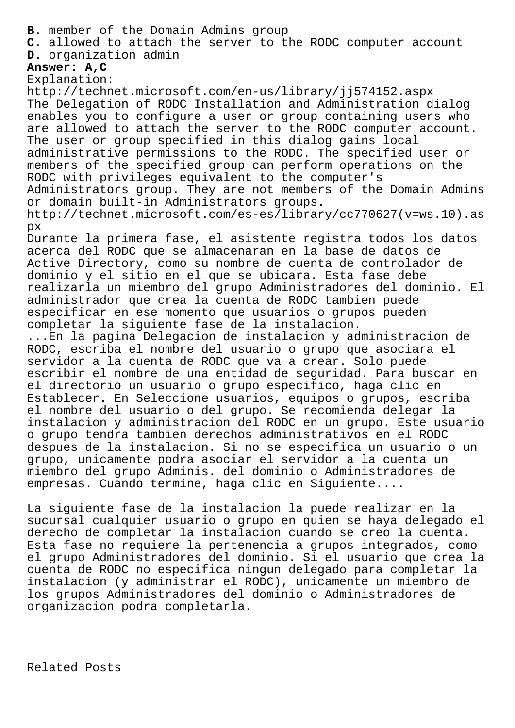**B.** member of the Domain Admins group
**C.** allowed to attach the server to the RODC computer account
**D.** organization admin
**Answer: A,C**
Explanation:
http://technet.microsoft.com/en-us/library/jj574152.aspx
The Delegation of RODC Installation and Administration dialog enables you to configure a user or group containing users who are allowed to attach the server to the RODC computer account. The user or group specified in this dialog gains local administrative permissions to the RODC. The specified user or members of the specified group can perform operations on the RODC with privileges equivalent to the computer's Administrators group. They are not members of the Domain Admins or domain built-in Administrators groups.
http://technet.microsoft.com/es-es/library/cc770627(v=ws.10).aspx
Durante la primera fase, el asistente registra todos los datos acerca del RODC que se almacenaran en la base de datos de Active Directory, como su nombre de cuenta de controlador de dominio y el sitio en el que se ubicara. Esta fase debe realizarla un miembro del grupo Administradores del dominio. El administrador que crea la cuenta de RODC tambien puede especificar en ese momento que usuarios o grupos pueden completar la siguiente fase de la instalacion.
...En la pagina Delegacion de instalacion y administracion de RODC, escriba el nombre del usuario o grupo que asociara el servidor a la cuenta de RODC que va a crear. Solo puede escribir el nombre de una entidad de seguridad. Para buscar en el directorio un usuario o grupo especifico, haga clic en Establecer. En Seleccione usuarios, equipos o grupos, escriba el nombre del usuario o del grupo. Se recomienda delegar la instalacion y administracion del RODC en un grupo. Este usuario o grupo tendra tambien derechos administrativos en el RODC despues de la instalacion. Si no se especifica un usuario o un grupo, unicamente podra asociar el servidor a la cuenta un miembro del grupo Adminis. del dominio o Administradores de empresas. Cuando termine, haga clic en Siguiente....

La siguiente fase de la instalacion la puede realizar en la sucursal cualquier usuario o grupo en quien se haya delegado el derecho de completar la instalacion cuando se creo la cuenta. Esta fase no requiere la pertenencia a grupos integrados, como el grupo Administradores del dominio. Si el usuario que crea la cuenta de RODC no especifica ningun delegado para completar la instalacion (y administrar el RODC), unicamente un miembro de los grupos Administradores del dominio o Administradores de organizacion podra completarla.

Related Posts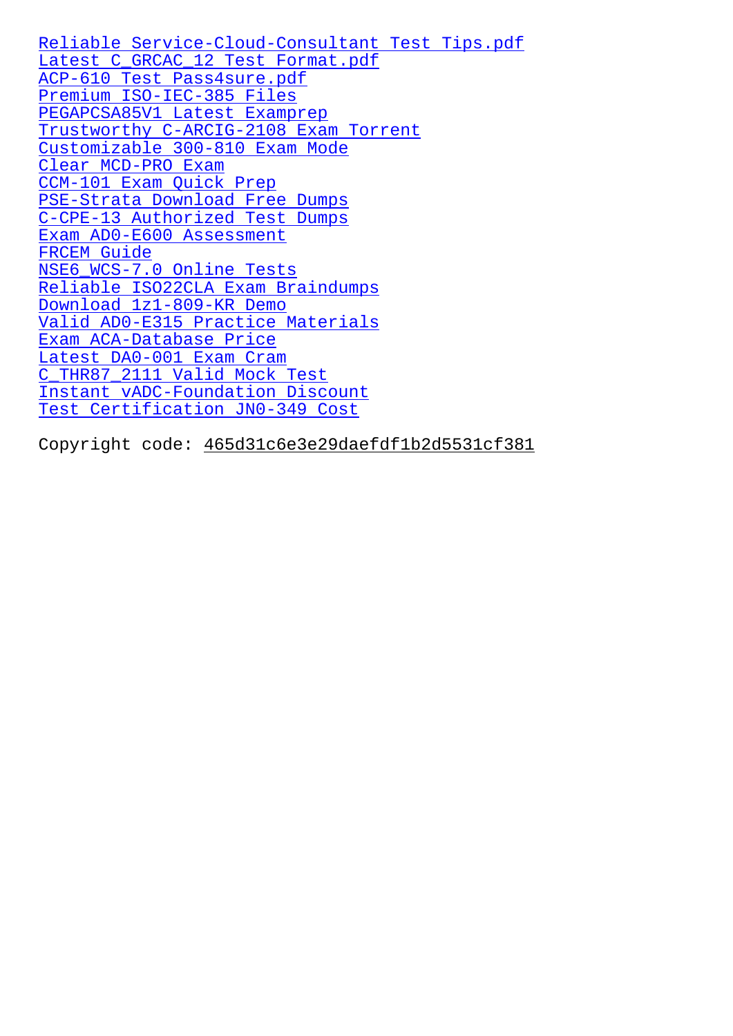Reliable Service-Cloud-Consultant Test Tips.pdf
Latest C_GRCAC_12 Test Format.pdf
ACP-610 Test Pass4sure.pdf
Premium ISO-IEC-385 Files
PEGAPCSA85V1 Latest Examprep
Trustworthy C-ARCIG-2108 Exam Torrent
Customizable 300-810 Exam Mode
Clear MCD-PRO Exam
CCM-101 Exam Quick Prep
PSE-Strata Download Free Dumps
C-CPE-13 Authorized Test Dumps
Exam AD0-E600 Assessment
FRCEM Guide
NSE6_WCS-7.0 Online Tests
Reliable ISO22CLA Exam Braindumps
Download 1z1-809-KR Demo
Valid AD0-E315 Practice Materials
Exam ACA-Database Price
Latest DA0-001 Exam Cram
C_THR87_2111 Valid Mock Test
Instant vADC-Foundation Discount
Test Certification JN0-349 Cost

Copyright code: 465d31c6e3e29daefdf1b2d5531cf381